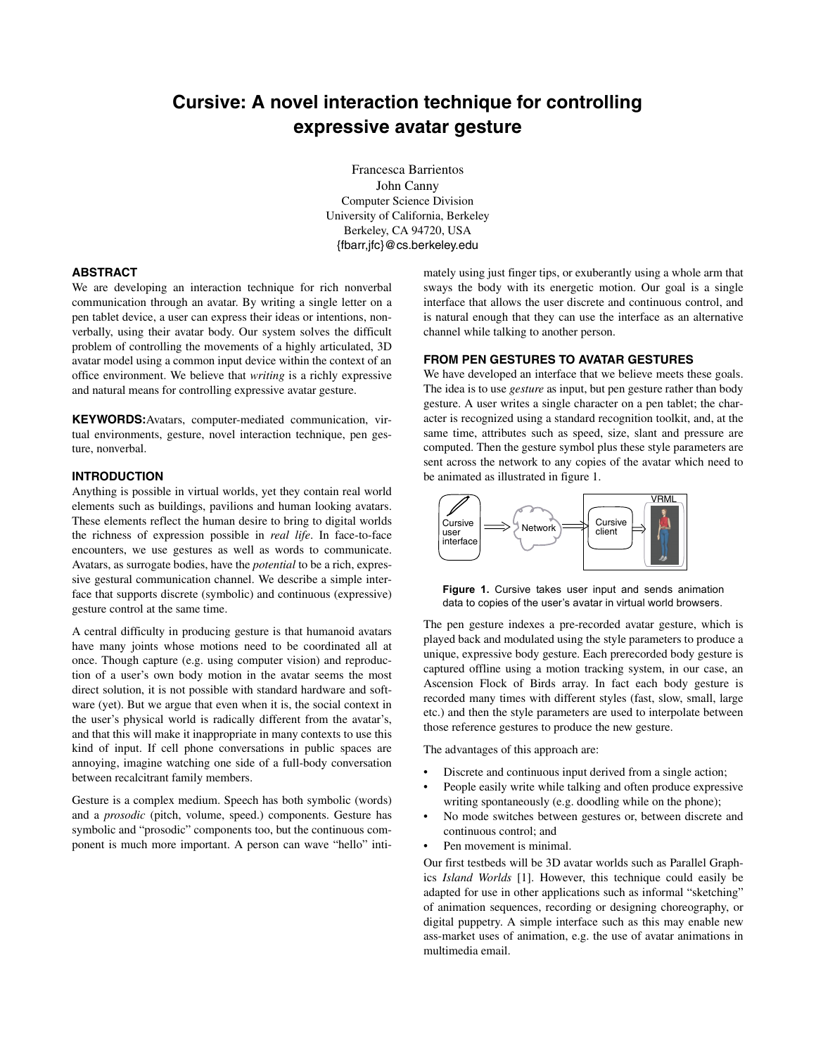# Cursive: A novel interaction technique for controlling expressive avatar gesture

Francesca Barrientos
John Canny
Computer Science Division
University of California, Berkeley
Berkeley, CA 94720, USA
{fbarr,jfc}@cs.berkeley.edu

## ABSTRACT

We are developing an interaction technique for rich nonverbal communication through an avatar. By writing a single letter on a pen tablet device, a user can express their ideas or intentions, nonverbally, using their avatar body. Our system solves the difficult problem of controlling the movements of a highly articulated, 3D avatar model using a common input device within the context of an office environment. We believe that *writing* is a richly expressive and natural means for controlling expressive avatar gesture.

**KEYWORDS:** Avatars, computer-mediated communication, virtual environments, gesture, novel interaction technique, pen gesture, nonverbal.

## INTRODUCTION

Anything is possible in virtual worlds, yet they contain real world elements such as buildings, pavilions and human looking avatars. These elements reflect the human desire to bring to digital worlds the richness of expression possible in *real life*. In face-to-face encounters, we use gestures as well as words to communicate. Avatars, as surrogate bodies, have the *potential* to be a rich, expressive gestural communication channel. We describe a simple interface that supports discrete (symbolic) and continuous (expressive) gesture control at the same time.

A central difficulty in producing gesture is that humanoid avatars have many joints whose motions need to be coordinated all at once. Though capture (e.g. using computer vision) and reproduction of a user's own body motion in the avatar seems the most direct solution, it is not possible with standard hardware and software (yet). But we argue that even when it is, the social context in the user's physical world is radically different from the avatar's, and that this will make it inappropriate in many contexts to use this kind of input. If cell phone conversations in public spaces are annoying, imagine watching one side of a full-body conversation between recalcitrant family members.

Gesture is a complex medium. Speech has both symbolic (words) and a *prosodic* (pitch, volume, speed.) components. Gesture has symbolic and "prosodic" components too, but the continuous component is much more important. A person can wave "hello" intimately using just finger tips, or exuberantly using a whole arm that sways the body with its energetic motion. Our goal is a single interface that allows the user discrete and continuous control, and is natural enough that they can use the interface as an alternative channel while talking to another person.

## FROM PEN GESTURES TO AVATAR GESTURES

We have developed an interface that we believe meets these goals. The idea is to use *gesture* as input, but pen gesture rather than body gesture. A user writes a single character on a pen tablet; the character is recognized using a standard recognition toolkit, and, at the same time, attributes such as speed, size, slant and pressure are computed. Then the gesture symbol plus these style parameters are sent across the network to any copies of the avatar which need to be animated as illustrated in figure 1.

**Figure 1.** Cursive takes user input and sends animation data to copies of the user's avatar in virtual world browsers.

The pen gesture indexes a pre-recorded avatar gesture, which is played back and modulated using the style parameters to produce a unique, expressive body gesture. Each prerecorded body gesture is captured offline using a motion tracking system, in our case, an Ascension Flock of Birds array. In fact each body gesture is recorded many times with different styles (fast, slow, small, large etc.) and then the style parameters are used to interpolate between those reference gestures to produce the new gesture.

The advantages of this approach are:

- Discrete and continuous input derived from a single action;
- People easily write while talking and often produce expressive writing spontaneously (e.g. doodling while on the phone);
- No mode switches between gestures or, between discrete and continuous control; and
- Pen movement is minimal.

Our first testbeds will be 3D avatar worlds such as Parallel Graphics *Island Worlds* [1]. However, this technique could easily be adapted for use in other applications such as informal "sketching" of animation sequences, recording or designing choreography, or digital puppetry. A simple interface such as this may enable new ass-market uses of animation, e.g. the use of avatar animations in multimedia email.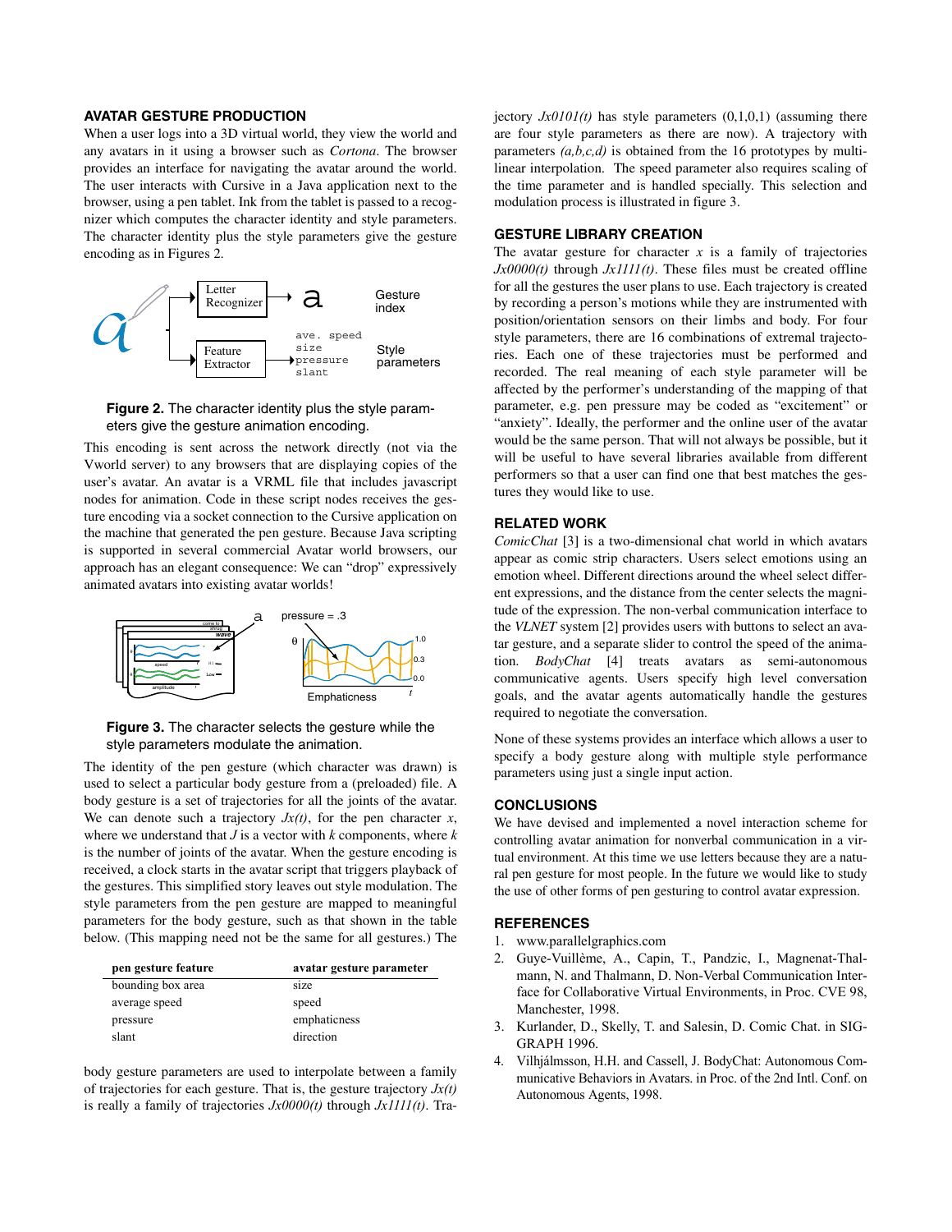## AVATAR GESTURE PRODUCTION

When a user logs into a 3D virtual world, they view the world and any avatars in it using a browser such as *Cortona*. The browser provides an interface for navigating the avatar around the world. The user interacts with Cursive in a Java application next to the browser, using a pen tablet. Ink from the tablet is passed to a recognizer which computes the character identity and style parameters. The character identity plus the style parameters give the gesture encoding as in Figures 2.

Letter Recognizer

a

Gesture index

Feature Extractor

ave. speed
size
pressure
slant

Style parameters

**Figure 2.** The character identity plus the style parameters give the gesture animation encoding.

This encoding is sent across the network directly (not via the Vworld server) to any browsers that are displaying copies of the user's avatar. An avatar is a VRML file that includes javascript nodes for animation. Code in these script nodes receives the gesture encoding via a socket connection to the Cursive application on the machine that generated the pen gesture. Because Java scripting is supported in several commercial Avatar world browsers, our approach has an elegant consequence: We can "drop" expressively animated avatars into existing avatar worlds!

a

pressure = .3

wave

speed

amplitude

θ

1.0

0.3

0.0

Emphaticness

t

**Figure 3.** The character selects the gesture while the style parameters modulate the animation.

The identity of the pen gesture (which character was drawn) is used to select a particular body gesture from a (preloaded) file. A body gesture is a set of trajectories for all the joints of the avatar. We can denote such a trajectory $Jx(t)$, for the pen character $x$, where we understand that $J$ is a vector with $k$ components, where $k$ is the number of joints of the avatar. When the gesture encoding is received, a clock starts in the avatar script that triggers playback of the gestures. This simplified story leaves out style modulation. The style parameters from the pen gesture are mapped to meaningful parameters for the body gesture, such as that shown in the table below. (This mapping need not be the same for all gestures.) The

| pen gesture feature | avatar gesture parameter |
|---|---|
| bounding box area | size |
| average speed | speed |
| pressure | emphaticness |
| slant | direction |

body gesture parameters are used to interpolate between a family of trajectories for each gesture. That is, the gesture trajectory $Jx(t)$ is really a family of trajectories $Jx0000(t)$ through $Jx1111(t)$. Trajectory $Jx0101(t)$ has style parameters (0,1,0,1) (assuming there are four style parameters as there are now). A trajectory with parameters $(a,b,c,d)$ is obtained from the 16 prototypes by multilinear interpolation. The speed parameter also requires scaling of the time parameter and is handled specially. This selection and modulation process is illustrated in figure 3.

## GESTURE LIBRARY CREATION

The avatar gesture for character $x$ is a family of trajectories $Jx0000(t)$ through $Jx1111(t)$. These files must be created offline for all the gestures the user plans to use. Each trajectory is created by recording a person's motions while they are instrumented with position/orientation sensors on their limbs and body. For four style parameters, there are 16 combinations of extremal trajectories. Each one of these trajectories must be performed and recorded. The real meaning of each style parameter will be affected by the performer's understanding of the mapping of that parameter, e.g. pen pressure may be coded as "excitement" or "anxiety". Ideally, the performer and the online user of the avatar would be the same person. That will not always be possible, but it will be useful to have several libraries available from different performers so that a user can find one that best matches the gestures they would like to use.

## RELATED WORK

*ComicChat* [3] is a two-dimensional chat world in which avatars appear as comic strip characters. Users select emotions using an emotion wheel. Different directions around the wheel select different expressions, and the distance from the center selects the magnitude of the expression. The non-verbal communication interface to the *VLNET* system [2] provides users with buttons to select an avatar gesture, and a separate slider to control the speed of the animation. *BodyChat* [4] treats avatars as semi-autonomous communicative agents. Users specify high level conversation goals, and the avatar agents automatically handle the gestures required to negotiate the conversation.

None of these systems provides an interface which allows a user to specify a body gesture along with multiple style performance parameters using just a single input action.

## CONCLUSIONS

We have devised and implemented a novel interaction scheme for controlling avatar animation for nonverbal communication in a virtual environment. At this time we use letters because they are a natural pen gesture for most people. In the future we would like to study the use of other forms of pen gesturing to control avatar expression.

## REFERENCES

1. www.parallelgraphics.com
2. Guye-Vuillème, A., Capin, T., Pandzic, I., Magnenat-Thalmann, N. and Thalmann, D. Non-Verbal Communication Interface for Collaborative Virtual Environments, in Proc. CVE 98, Manchester, 1998.
3. Kurlander, D., Skelly, T. and Salesin, D. Comic Chat. in SIGGRAPH 1996.
4. Vilhjálmsson, H.H. and Cassell, J. BodyChat: Autonomous Communicative Behaviors in Avatars. in Proc. of the 2nd Intl. Conf. on Autonomous Agents, 1998.